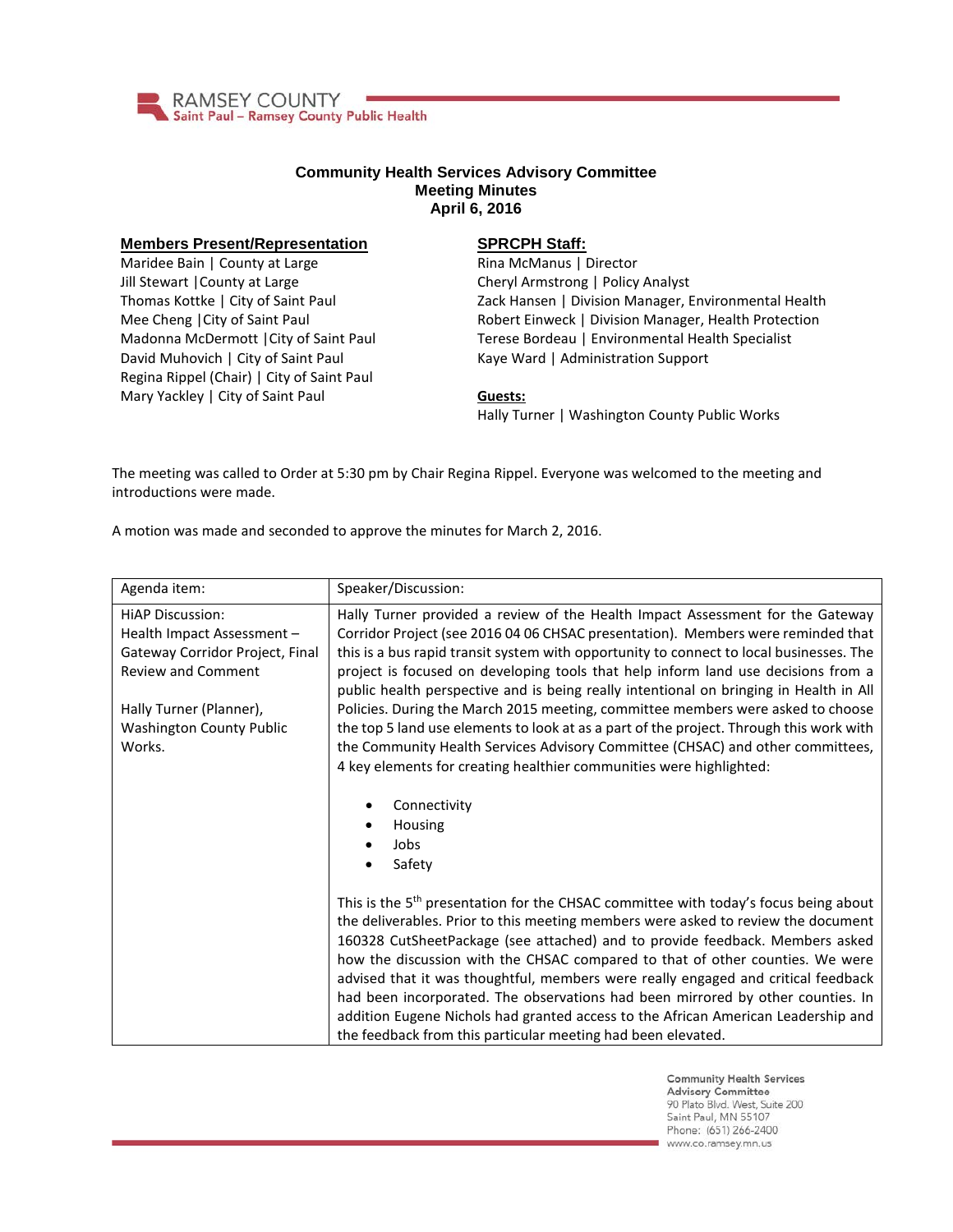# Community Health Services Advisory Committee
## Meeting Minutes
### April 6, 2016

**Members Present/Representation**

Maridee Bain | County at Large
Jill Stewart |County at Large
Thomas Kottke | City of Saint Paul
Mee Cheng |City of Saint Paul
Madonna McDermott |City of Saint Paul
David Muhovich | City of Saint Paul
Regina Rippel (Chair) | City of Saint Paul
Mary Yackley | City of Saint Paul

**SPRCPH Staff:**

Rina McManus | Director
Cheryl Armstrong | Policy Analyst
Zack Hansen | Division Manager, Environmental Health
Robert Einweck | Division Manager, Health Protection
Terese Bordeau | Environmental Health Specialist
Kaye Ward | Administration Support

**Guests:**

Hally Turner | Washington County Public Works

The meeting was called to Order at 5:30 pm by Chair Regina Rippel. Everyone was welcomed to the meeting and introductions were made.

A motion was made and seconded to approve the minutes for March 2, 2016.

| Agenda item: | Speaker/Discussion: |
|---|---|
| HiAP Discussion: Health Impact Assessment – Gateway Corridor Project, Final Review and Comment<br><br>Hally Turner (Planner), Washington County Public Works. | Hally Turner provided a review of the Health Impact Assessment for the Gateway Corridor Project (see 2016 04 06 CHSAC presentation). Members were reminded that this is a bus rapid transit system with opportunity to connect to local businesses. The project is focused on developing tools that help inform land use decisions from a public health perspective and is being really intentional on bringing in Health in All Policies. During the March 2015 meeting, committee members were asked to choose the top 5 land use elements to look at as a part of the project. Through this work with the Community Health Services Advisory Committee (CHSAC) and other committees, 4 key elements for creating healthier communities were highlighted:<br><br>• Connectivity<br>• Housing<br>• Jobs<br>• Safety<br><br>This is the 5th presentation for the CHSAC committee with today's focus being about the deliverables. Prior to this meeting members were asked to review the document 160328 CutSheetPackage (see attached) and to provide feedback. Members asked how the discussion with the CHSAC compared to that of other counties. We were advised that it was thoughtful, members were really engaged and critical feedback had been incorporated. The observations had been mirrored by other counties. In addition Eugene Nichols had granted access to the African American Leadership and the feedback from this particular meeting had been elevated. |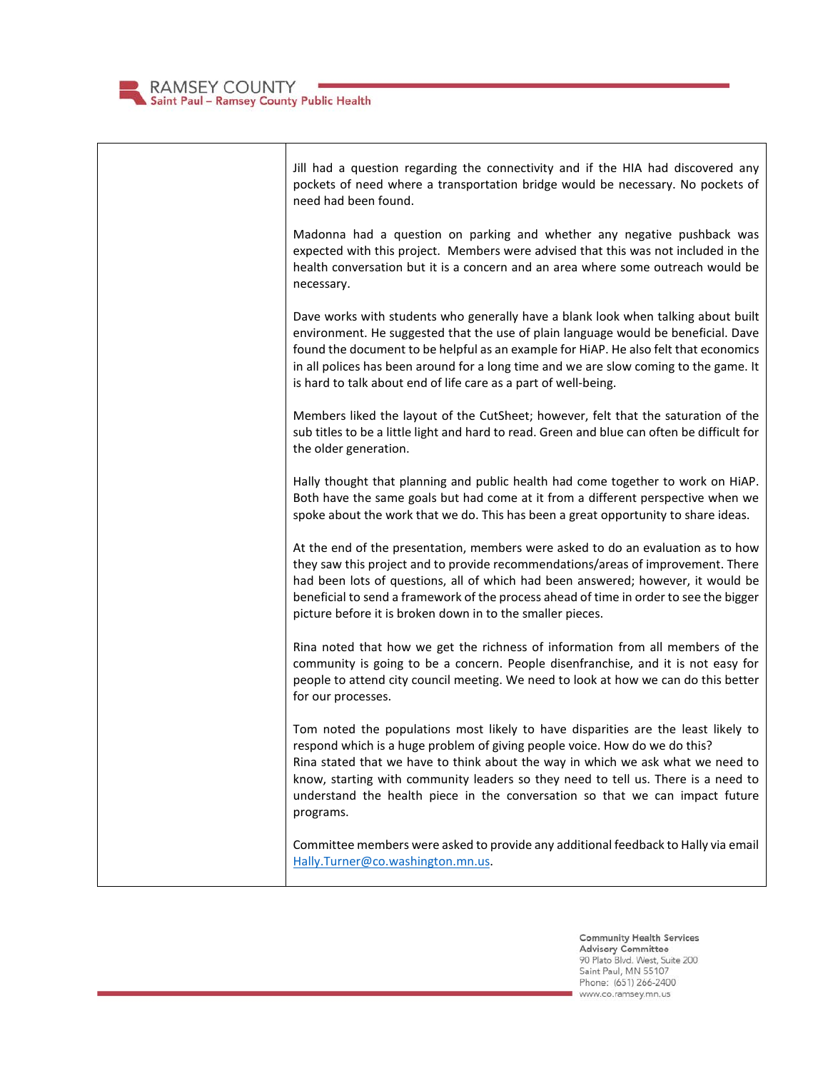| | |
|---|---|
| | Jill had a question regarding the connectivity and if the HIA had discovered any pockets of need where a transportation bridge would be necessary. No pockets of need had been found.<br><br>Madonna had a question on parking and whether any negative pushback was expected with this project. Members were advised that this was not included in the health conversation but it is a concern and an area where some outreach would be necessary.<br><br>Dave works with students who generally have a blank look when talking about built environment. He suggested that the use of plain language would be beneficial. Dave found the document to be helpful as an example for HiAP. He also felt that economics in all polices has been around for a long time and we are slow coming to the game. It is hard to talk about end of life care as a part of well-being.<br><br>Members liked the layout of the CutSheet; however, felt that the saturation of the sub titles to be a little light and hard to read. Green and blue can often be difficult for the older generation.<br><br>Hally thought that planning and public health had come together to work on HiAP. Both have the same goals but had come at it from a different perspective when we spoke about the work that we do. This has been a great opportunity to share ideas.<br><br>At the end of the presentation, members were asked to do an evaluation as to how they saw this project and to provide recommendations/areas of improvement. There had been lots of questions, all of which had been answered; however, it would be beneficial to send a framework of the process ahead of time in order to see the bigger picture before it is broken down in to the smaller pieces.<br><br>Rina noted that how we get the richness of information from all members of the community is going to be a concern. People disenfranchise, and it is not easy for people to attend city council meeting. We need to look at how we can do this better for our processes.<br><br>Tom noted the populations most likely to have disparities are the least likely to respond which is a huge problem of giving people voice. How do we do this?<br>Rina stated that we have to think about the way in which we ask what we need to know, starting with community leaders so they need to tell us. There is a need to understand the health piece in the conversation so that we can impact future programs.<br><br>Committee members were asked to provide any additional feedback to Hally via email Hally.Turner@co.washington.mn.us. |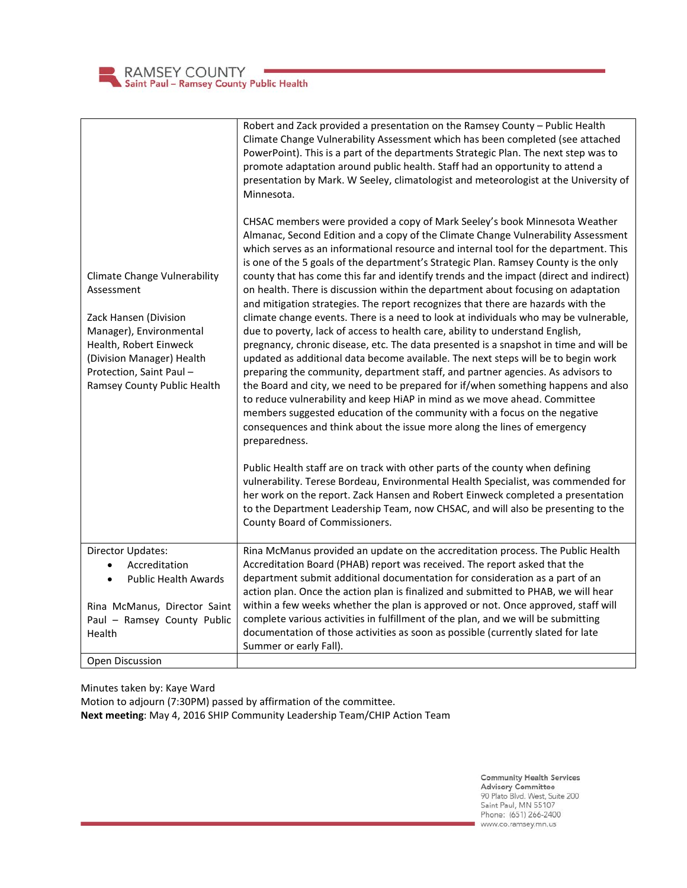| | |
|---|---|
| Climate Change Vulnerability Assessment<br><br>Zack Hansen (Division Manager), Environmental Health, Robert Einweck (Division Manager) Health Protection, Saint Paul – Ramsey County Public Health | Robert and Zack provided a presentation on the Ramsey County – Public Health Climate Change Vulnerability Assessment which has been completed (see attached PowerPoint). This is a part of the departments Strategic Plan. The next step was to promote adaptation around public health. Staff had an opportunity to attend a presentation by Mark. W Seeley, climatologist and meteorologist at the University of Minnesota.<br><br>CHSAC members were provided a copy of Mark Seeley's book Minnesota Weather Almanac, Second Edition and a copy of the Climate Change Vulnerability Assessment which serves as an informational resource and internal tool for the department. This is one of the 5 goals of the department's Strategic Plan. Ramsey County is the only county that has come this far and identify trends and the impact (direct and indirect) on health. There is discussion within the department about focusing on adaptation and mitigation strategies. The report recognizes that there are hazards with the climate change events. There is a need to look at individuals who may be vulnerable, due to poverty, lack of access to health care, ability to understand English, pregnancy, chronic disease, etc. The data presented is a snapshot in time and will be updated as additional data become available. The next steps will be to begin work preparing the community, department staff, and partner agencies. As advisors to the Board and city, we need to be prepared for if/when something happens and also to reduce vulnerability and keep HiAP in mind as we move ahead. Committee members suggested education of the community with a focus on the negative consequences and think about the issue more along the lines of emergency preparedness.<br><br>Public Health staff are on track with other parts of the county when defining vulnerability. Terese Bordeau, Environmental Health Specialist, was commended for her work on the report. Zack Hansen and Robert Einweck completed a presentation to the Department Leadership Team, now CHSAC, and will also be presenting to the County Board of Commissioners. |
| Director Updates:<br>• Accreditation<br>• Public Health Awards<br><br>Rina McManus, Director Saint Paul – Ramsey County Public Health | Rina McManus provided an update on the accreditation process. The Public Health Accreditation Board (PHAB) report was received. The report asked that the department submit additional documentation for consideration as a part of an action plan. Once the action plan is finalized and submitted to PHAB, we will hear within a few weeks whether the plan is approved or not. Once approved, staff will complete various activities in fulfillment of the plan, and we will be submitting documentation of those activities as soon as possible (currently slated for late Summer or early Fall). |
| Open Discussion | |

Minutes taken by: Kaye Ward

Motion to adjourn (7:30PM) passed by affirmation of the committee.

**Next meeting**: May 4, 2016 SHIP Community Leadership Team/CHIP Action Team